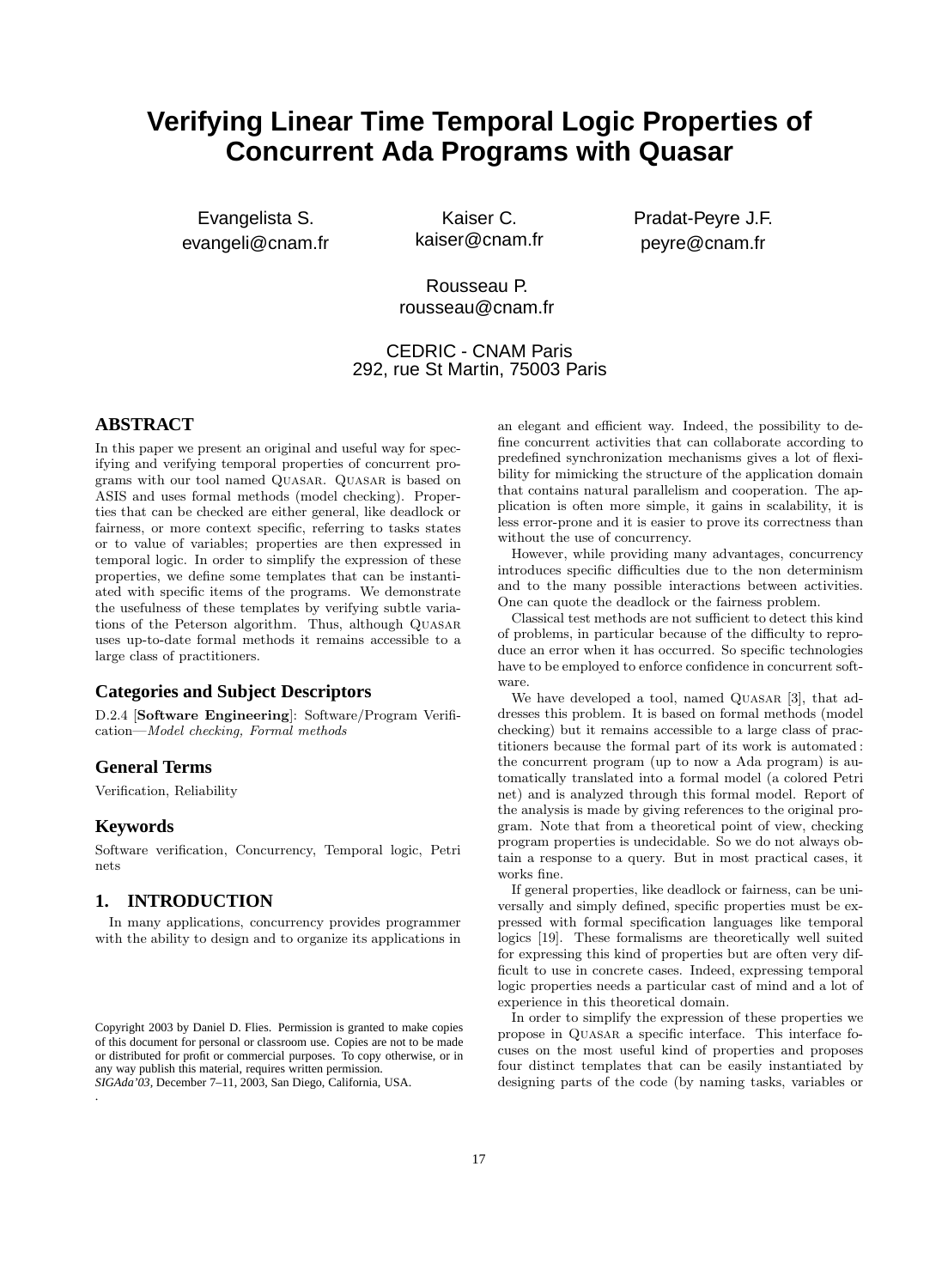# Verifying Linear Time Temporal Logic Properties of Concurrent Ada Programs with Quasar

Evangelista S.
evangeli@cnam.fr

Kaiser C.
kaiser@cnam.fr

Pradat-Peyre J.F.
peyre@cnam.fr

Rousseau P.
rousseau@cnam.fr

CEDRIC - CNAM Paris
292, rue St Martin, 75003 Paris

## ABSTRACT

In this paper we present an original and useful way for specifying and verifying temporal properties of concurrent programs with our tool named QUASAR. QUASAR is based on ASIS and uses formal methods (model checking). Properties that can be checked are either general, like deadlock or fairness, or more context specific, referring to tasks states or to value of variables; properties are then expressed in temporal logic. In order to simplify the expression of these properties, we define some templates that can be instantiated with specific items of the programs. We demonstrate the usefulness of these templates by verifying subtle variations of the Peterson algorithm. Thus, although QUASAR uses up-to-date formal methods it remains accessible to a large class of practitioners.

### Categories and Subject Descriptors

D.2.4 [**Software Engineering**]: Software/Program Verification—*Model checking, Formal methods*

### General Terms

Verification, Reliability

### Keywords

Software verification, Concurrency, Temporal logic, Petri nets

## 1. INTRODUCTION

In many applications, concurrency provides programmer with the ability to design and to organize its applications in an elegant and efficient way. Indeed, the possibility to define concurrent activities that can collaborate according to predefined synchronization mechanisms gives a lot of flexibility for mimicking the structure of the application domain that contains natural parallelism and cooperation. The application is often more simple, it gains in scalability, it is less error-prone and it is easier to prove its correctness than without the use of concurrency.

However, while providing many advantages, concurrency introduces specific difficulties due to the non determinism and to the many possible interactions between activities. One can quote the deadlock or the fairness problem.

Classical test methods are not sufficient to detect this kind of problems, in particular because of the difficulty to reproduce an error when it has occurred. So specific technologies have to be employed to enforce confidence in concurrent software.

We have developed a tool, named QUASAR [3], that addresses this problem. It is based on formal methods (model checking) but it remains accessible to a large class of practitioners because the formal part of its work is automated : the concurrent program (up to now a Ada program) is automatically translated into a formal model (a colored Petri net) and is analyzed through this formal model. Report of the analysis is made by giving references to the original program. Note that from a theoretical point of view, checking program properties is undecidable. So we do not always obtain a response to a query. But in most practical cases, it works fine.

If general properties, like deadlock or fairness, can be universally and simply defined, specific properties must be expressed with formal specification languages like temporal logics [19]. These formalisms are theoretically well suited for expressing this kind of properties but are often very difficult to use in concrete cases. Indeed, expressing temporal logic properties needs a particular cast of mind and a lot of experience in this theoretical domain.

In order to simplify the expression of these properties we propose in QUASAR a specific interface. This interface focuses on the most useful kind of properties and proposes four distinct templates that can be easily instantiated by designing parts of the code (by naming tasks, variables or

Copyright 2003 by Daniel D. Flies. Permission is granted to make copies of this document for personal or classroom use. Copies are not to be made or distributed for profit or commercial purposes. To copy otherwise, or in any way publish this material, requires written permission.
*SIGAda'03,* December 7–11, 2003, San Diego, California, USA.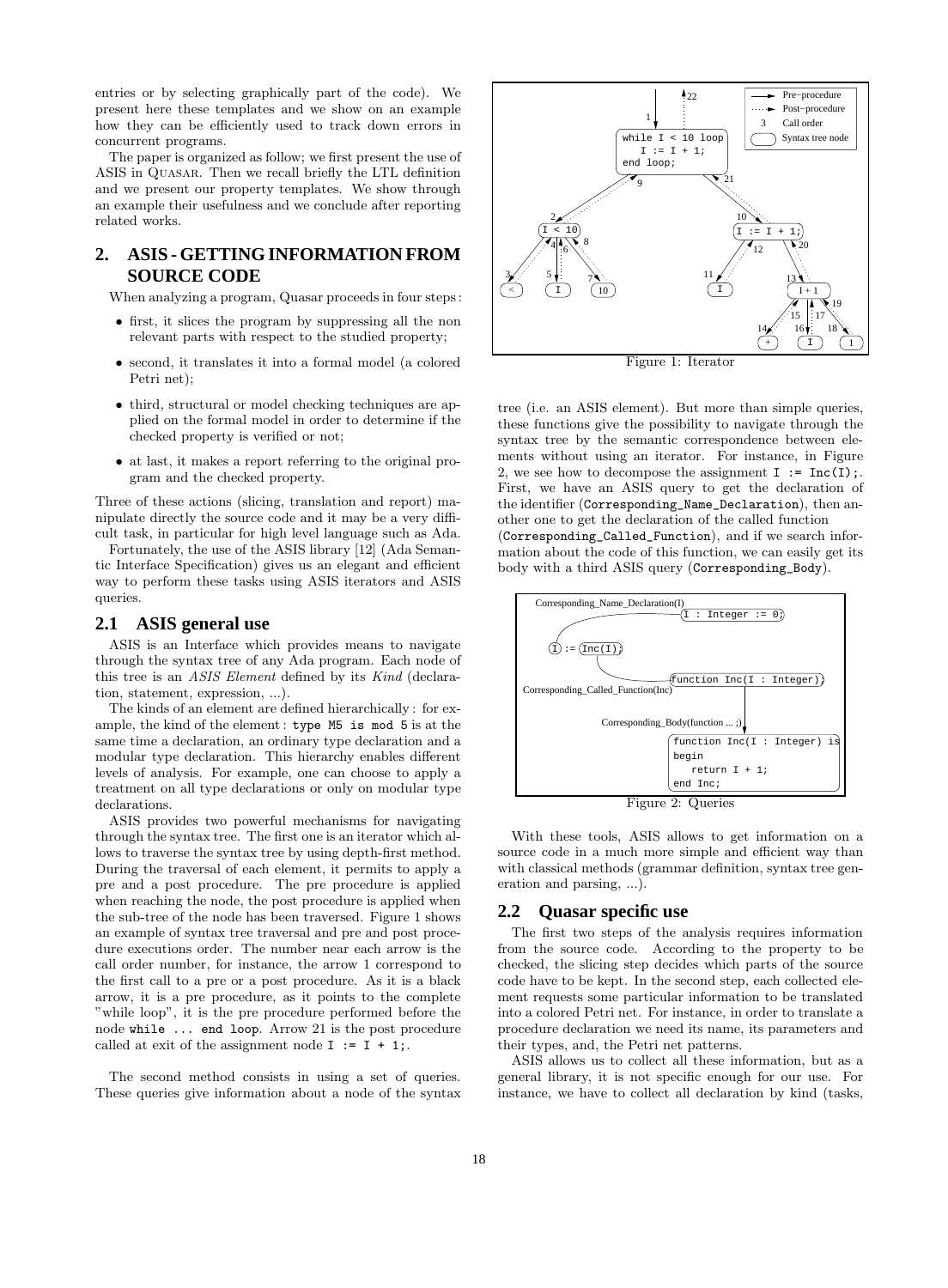entries or by selecting graphically part of the code). We present here these templates and we show on an example how they can be efficiently used to track down errors in concurrent programs.

The paper is organized as follow; we first present the use of ASIS in QUASAR. Then we recall briefly the LTL definition and we present our property templates. We show through an example their usefulness and we conclude after reporting related works.

## 2. ASIS - GETTING INFORMATION FROM SOURCE CODE

When analyzing a program, Quasar proceeds in four steps :

- first, it slices the program by suppressing all the non relevant parts with respect to the studied property;
- second, it translates it into a formal model (a colored Petri net);
- third, structural or model checking techniques are applied on the formal model in order to determine if the checked property is verified or not;
- at last, it makes a report referring to the original program and the checked property.

Three of these actions (slicing, translation and report) manipulate directly the source code and it may be a very difficult task, in particular for high level language such as Ada.

Fortunately, the use of the ASIS library [12] (Ada Semantic Interface Specification) gives us an elegant and efficient way to perform these tasks using ASIS iterators and ASIS queries.

### 2.1 ASIS general use

ASIS is an Interface which provides means to navigate through the syntax tree of any Ada program. Each node of this tree is an *ASIS Element* defined by its *Kind* (declaration, statement, expression, ...).

The kinds of an element are defined hierarchically : for example, the kind of the element : `type M5 is mod 5` is at the same time a declaration, an ordinary type declaration and a modular type declaration. This hierarchy enables different levels of analysis. For example, one can choose to apply a treatment on all type declarations or only on modular type declarations.

ASIS provides two powerful mechanisms for navigating through the syntax tree. The first one is an iterator which allows to traverse the syntax tree by using depth-first method. During the traversal of each element, it permits to apply a pre and a post procedure. The pre procedure is applied when reaching the node, the post procedure is applied when the sub-tree of the node has been traversed. Figure 1 shows an example of syntax tree traversal and pre and post procedure executions order. The number near each arrow is the call order number, for instance, the arrow 1 correspond to the first call to a pre or a post procedure. As it is a black arrow, it is a pre procedure, as it points to the complete "while loop", it is the pre procedure performed before the node `while ... end loop`. Arrow 21 is the post procedure called at exit of the assignment node `I := I + 1;`.

The second method consists in using a set of queries. These queries give information about a node of the syntax tree (i.e. an ASIS element). But more than simple queries, these functions give the possibility to navigate through the syntax tree by the semantic correspondence between elements without using an iterator. For instance, in Figure 2, we see how to decompose the assignment `I := Inc(I);`. First, we have an ASIS query to get the declaration of the identifier (`Corresponding_Name_Declaration`), then another one to get the declaration of the called function (`Corresponding_Called_Function`), and if we search information about the code of this function, we can easily get its body with a third ASIS query (`Corresponding_Body`).

Figure 1: Iterator

Figure 2: Queries

With these tools, ASIS allows to get information on a source code in a much more simple and efficient way than with classical methods (grammar definition, syntax tree generation and parsing, ...).

### 2.2 Quasar specific use

The first two steps of the analysis requires information from the source code. According to the property to be checked, the slicing step decides which parts of the source code have to be kept. In the second step, each collected element requests some particular information to be translated into a colored Petri net. For instance, in order to translate a procedure declaration we need its name, its parameters and their types, and, the Petri net patterns.

ASIS allows us to collect all these information, but as a general library, it is not specific enough for our use. For instance, we have to collect all declaration by kind (tasks,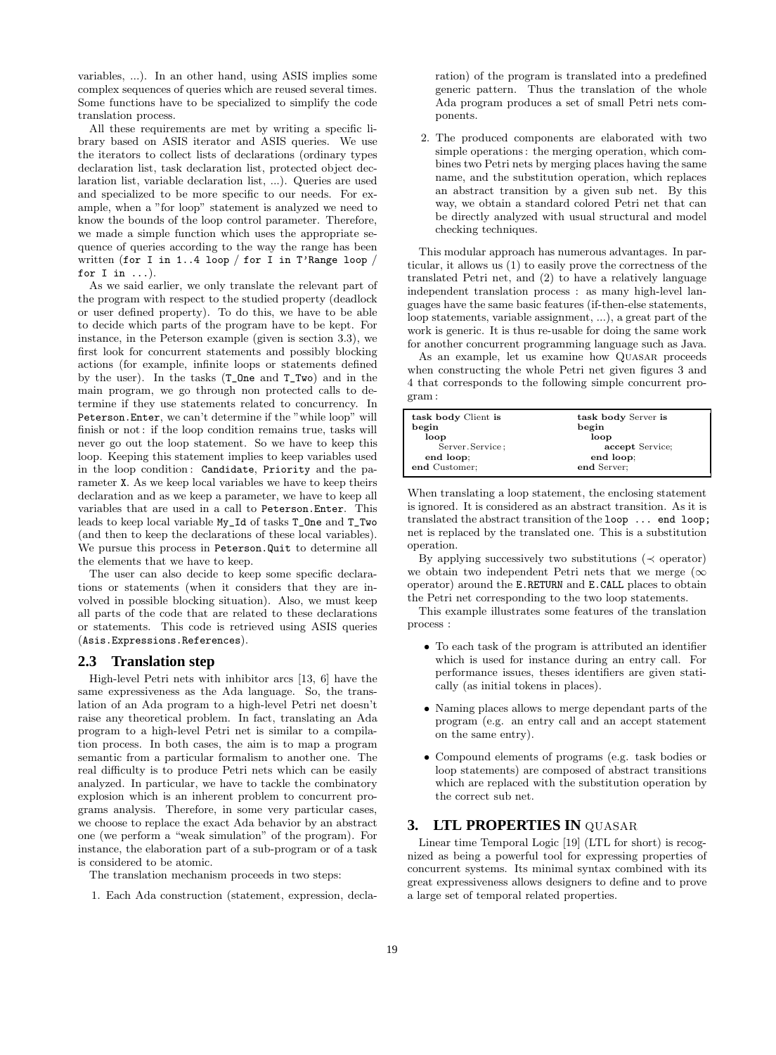variables, ...). In an other hand, using ASIS implies some complex sequences of queries which are reused several times. Some functions have to be specialized to simplify the code translation process.

All these requirements are met by writing a specific library based on ASIS iterator and ASIS queries. We use the iterators to collect lists of declarations (ordinary types declaration list, task declaration list, protected object declaration list, variable declaration list, ...). Queries are used and specialized to be more specific to our needs. For example, when a "for loop" statement is analyzed we need to know the bounds of the loop control parameter. Therefore, we made a simple function which uses the appropriate sequence of queries according to the way the range has been written (`for I in 1..4 loop` / `for I in T'Range loop` / `for I in ...`).

As we said earlier, we only translate the relevant part of the program with respect to the studied property (deadlock or user defined property). To do this, we have to be able to decide which parts of the program have to be kept. For instance, in the Peterson example (given is section 3.3), we first look for concurrent statements and possibly blocking actions (for example, infinite loops or statements defined by the user). In the tasks (`T_One` and `T_Two`) and in the main program, we go through non protected calls to determine if they use statements related to concurrency. In `Peterson.Enter`, we can't determine if the "while loop" will finish or not : if the loop condition remains true, tasks will never go out the loop statement. So we have to keep this loop. Keeping this statement implies to keep local variables used in the loop condition : `Candidate`, `Priority` and the parameter `X`. As we keep local variables we have to keep theirs declaration and as we keep a parameter, we have to keep all variables that are used in a call to `Peterson.Enter`. This leads to keep local variable `My_Id` of tasks `T_One` and `T_Two` (and then to keep the declarations of these local variables). We pursue this process in `Peterson.Quit` to determine all the elements that we have to keep.

The user can also decide to keep some specific declarations or statements (when it considers that they are involved in possible blocking situation). Also, we must keep all parts of the code that are related to these declarations or statements. This code is retrieved using ASIS queries (`Asis.Expressions.References`).

### 2.3 Translation step

High-level Petri nets with inhibitor arcs [13, 6] have the same expressiveness as the Ada language. So, the translation of an Ada program to a high-level Petri net doesn't raise any theoretical problem. In fact, translating an Ada program to a high-level Petri net is similar to a compilation process. In both cases, the aim is to map a program semantic from a particular formalism to another one. The real difficulty is to produce Petri nets which can be easily analyzed. In particular, we have to tackle the combinatory explosion which is an inherent problem to concurrent programs analysis. Therefore, in some very particular cases, we choose to replace the exact Ada behavior by an abstract one (we perform a "weak simulation" of the program). For instance, the elaboration part of a sub-program or of a task is considered to be atomic.

The translation mechanism proceeds in two steps:

1. Each Ada construction (statement, expression, declaration) of the program is translated into a predefined generic pattern. Thus the translation of the whole Ada program produces a set of small Petri nets components.

2. The produced components are elaborated with two simple operations : the merging operation, which combines two Petri nets by merging places having the same name, and the substitution operation, which replaces an abstract transition by a given sub net. By this way, we obtain a standard colored Petri net that can be directly analyzed with usual structural and model checking techniques.

This modular approach has numerous advantages. In particular, it allows us (1) to easily prove the correctness of the translated Petri net, and (2) to have a relatively language independent translation process : as many high-level languages have the same basic features (if-then-else statements, loop statements, variable assignment, ...), a great part of the work is generic. It is thus re-usable for doing the same work for another concurrent programming language such as Java.

As an example, let us examine how QUASAR proceeds when constructing the whole Petri net given figures 3 and 4 that corresponds to the following simple concurrent program :

```
task body Client is              task body Server is
begin                            begin
  loop                             loop
    Server.Service;                  accept Service;
  end loop;                        end loop;
end Customer;                    end Server;
```

When translating a loop statement, the enclosing statement is ignored. It is considered as an abstract transition. As it is translated the abstract transition of the `loop ... end loop;` net is replaced by the translated one. This is a substitution operation.

By applying successively two substitutions ($\prec$ operator) we obtain two independent Petri nets that we merge ($\infty$ operator) around the `E.RETURN` and `E.CALL` places to obtain the Petri net corresponding to the two loop statements.

This example illustrates some features of the translation process :

- To each task of the program is attributed an identifier which is used for instance during an entry call. For performance issues, theses identifiers are given statically (as initial tokens in places).

- Naming places allows to merge dependant parts of the program (e.g. an entry call and an accept statement on the same entry).

- Compound elements of programs (e.g. task bodies or loop statements) are composed of abstract transitions which are replaced with the substitution operation by the correct sub net.

## 3. LTL PROPERTIES IN QUASAR

Linear time Temporal Logic [19] (LTL for short) is recognized as being a powerful tool for expressing properties of concurrent systems. Its minimal syntax combined with its great expressiveness allows designers to define and to prove a large set of temporal related properties.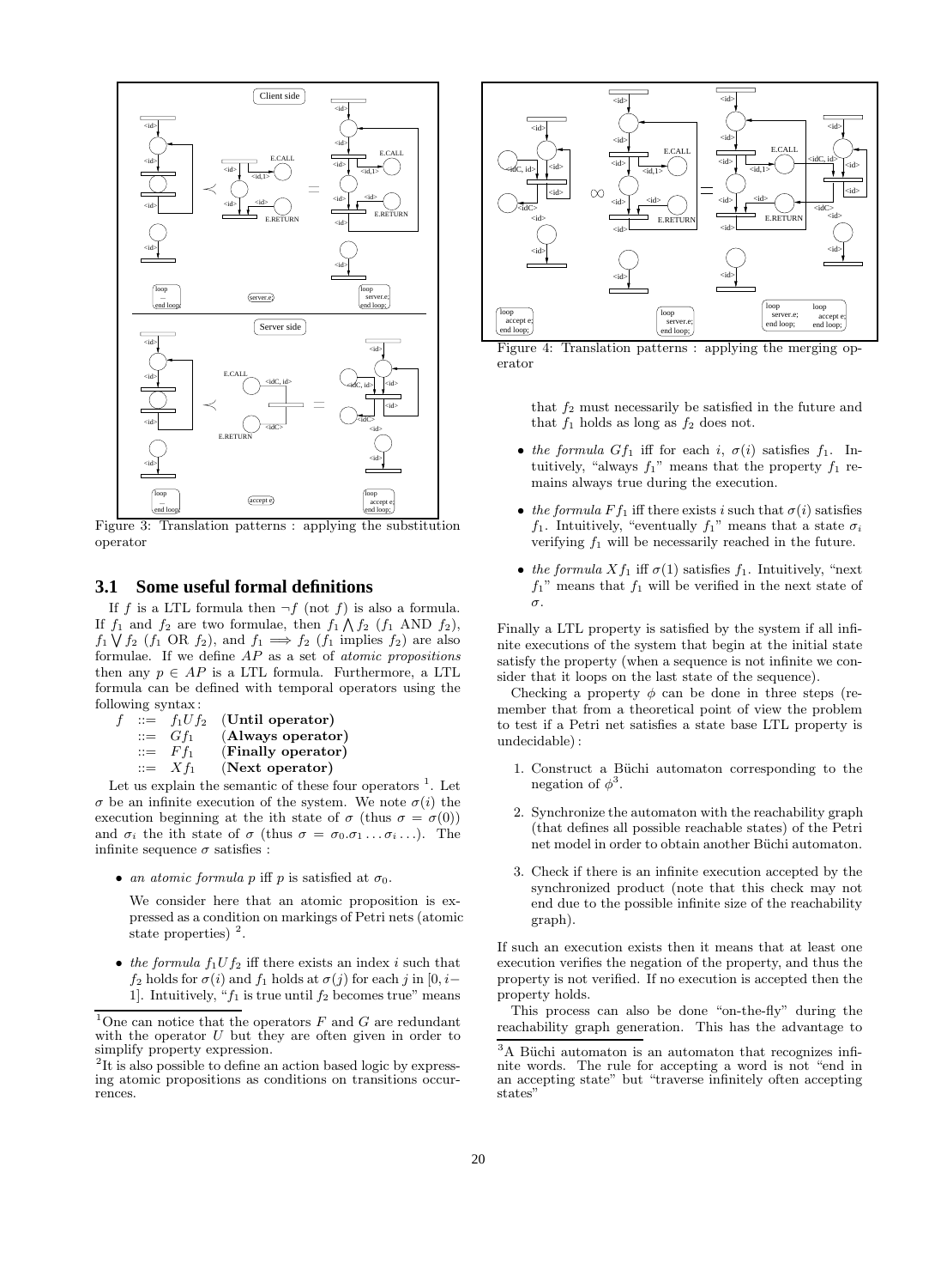Figure 3: Translation patterns : applying the substitution operator

Figure 4: Translation patterns : applying the merging operator

## 3.1 Some useful formal definitions

If $f$ is a LTL formula then $\neg f$ (not $f$) is also a formula. If $f_1$ and $f_2$ are two formulae, then $f_1 \bigwedge f_2$ ($f_1$ AND $f_2$), $f_1 \bigvee f_2$ ($f_1$ OR $f_2$), and $f_1 \implies f_2$ ($f_1$ implies $f_2$) are also formulae. If we define $AP$ as a set of *atomic propositions* then any $p \in AP$ is a LTL formula. Furthermore, a LTL formula can be defined with temporal operators using the following syntax :

$$
\begin{array}{lll}
f & ::= f_1 U f_2 & \textbf{(Until operator)} \\
 & ::= G f_1 & \textbf{(Always operator)} \\
 & ::= F f_1 & \textbf{(Finally operator)} \\
 & ::= X f_1 & \textbf{(Next operator)}
\end{array}
$$

Let us explain the semantic of these four operators [1]. Let $\sigma$ be an infinite execution of the system. We note $\sigma(i)$ the execution beginning at the ith state of $\sigma$ (thus $\sigma = \sigma(0)$) and $\sigma_i$ the ith state of $\sigma$ (thus $\sigma = \sigma_0.\sigma_1 \ldots \sigma_i \ldots$). The infinite sequence $\sigma$ satisfies :

- *an atomic formula* $p$ iff $p$ is satisfied at $\sigma_0$.

  We consider here that an atomic proposition is expressed as a condition on markings of Petri nets (atomic state properties) [2].

- *the formula* $f_1 U f_2$ iff there exists an index $i$ such that $f_2$ holds for $\sigma(i)$ and $f_1$ holds at $\sigma(j)$ for each $j$ in $[0, i-1]$. Intuitively, "$f_1$ is true until $f_2$ becomes true" means that $f_2$ must necessarily be satisfied in the future and that $f_1$ holds as long as $f_2$ does not.

- *the formula* $G f_1$ iff for each $i$, $\sigma(i)$ satisfies $f_1$. Intuitively, "always $f_1$" means that the property $f_1$ remains always true during the execution.

- *the formula* $F f_1$ iff there exists $i$ such that $\sigma(i)$ satisfies $f_1$. Intuitively, "eventually $f_1$" means that a state $\sigma_i$ verifying $f_1$ will be necessarily reached in the future.

- *the formula* $X f_1$ iff $\sigma(1)$ satisfies $f_1$. Intuitively, "next $f_1$" means that $f_1$ will be verified in the next state of $\sigma$.

Finally a LTL property is satisfied by the system if all infinite executions of the system that begin at the initial state satisfy the property (when a sequence is not infinite we consider that it loops on the last state of the sequence).

Checking a property $\phi$ can be done in three steps (remember that from a theoretical point of view the problem to test if a Petri net satisfies a state base LTL property is undecidable) :

1. Construct a Büchi automaton corresponding to the negation of $\phi$ [3].

2. Synchronize the automaton with the reachability graph (that defines all possible reachable states) of the Petri net model in order to obtain another Büchi automaton.

3. Check if there is an infinite execution accepted by the synchronized product (note that this check may not end due to the possible infinite size of the reachability graph).

If such an execution exists then it means that at least one execution verifies the negation of the property, and thus the property is not verified. If no execution is accepted then the property holds.

This process can also be done "on-the-fly" during the reachability graph generation. This has the advantage to

[1] One can notice that the operators $F$ and $G$ are redundant with the operator $U$ but they are often given in order to simplify property expression.

[2] It is also possible to define an action based logic by expressing atomic propositions as conditions on transitions occurrences.

[3] A Büchi automaton is an automaton that recognizes infinite words. The rule for accepting a word is not "end in an accepting state" but "traverse infinitely often accepting states"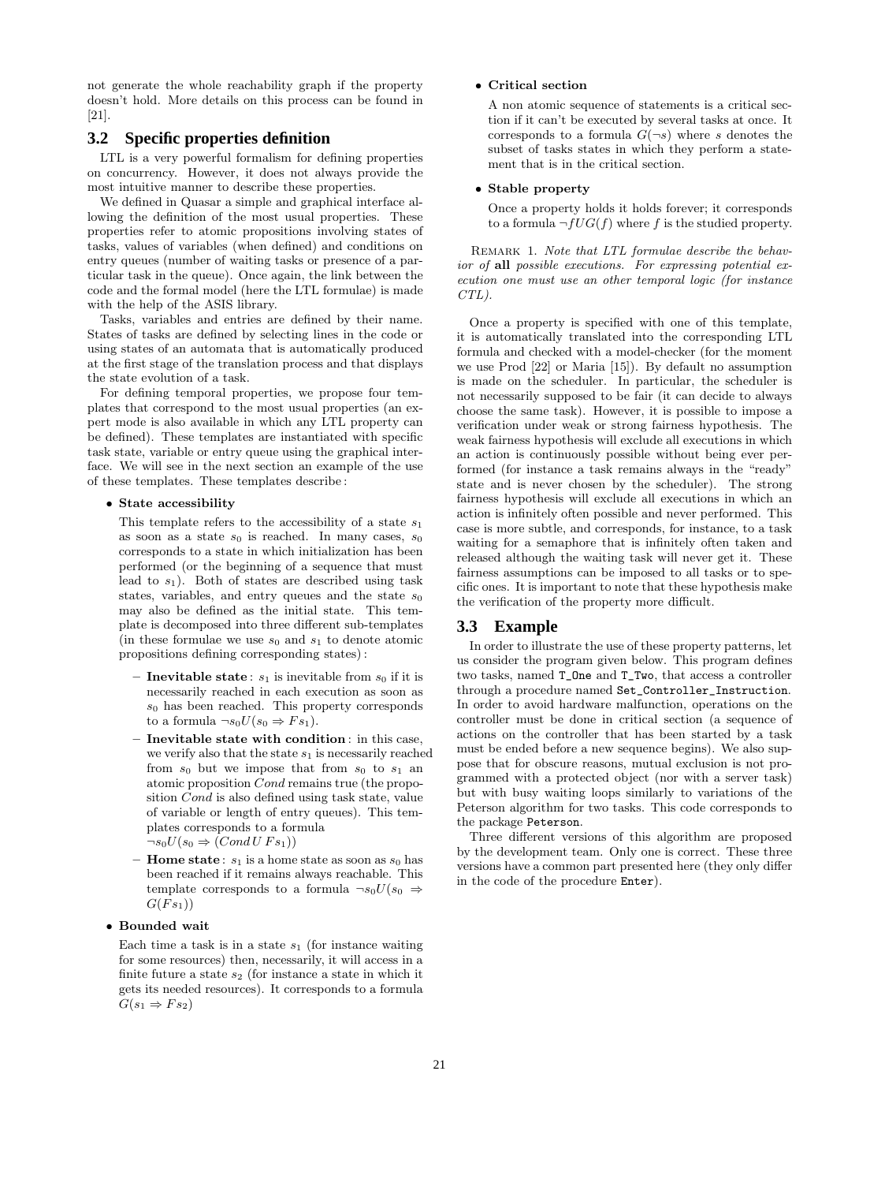not generate the whole reachability graph if the property doesn't hold. More details on this process can be found in [21].

## 3.2 Specific properties definition

LTL is a very powerful formalism for defining properties on concurrency. However, it does not always provide the most intuitive manner to describe these properties.

We defined in Quasar a simple and graphical interface allowing the definition of the most usual properties. These properties refer to atomic propositions involving states of tasks, values of variables (when defined) and conditions on entry queues (number of waiting tasks or presence of a particular task in the queue). Once again, the link between the code and the formal model (here the LTL formulae) is made with the help of the ASIS library.

Tasks, variables and entries are defined by their name. States of tasks are defined by selecting lines in the code or using states of an automata that is automatically produced at the first stage of the translation process and that displays the state evolution of a task.

For defining temporal properties, we propose four templates that correspond to the most usual properties (an expert mode is also available in which any LTL property can be defined). These templates are instantiated with specific task state, variable or entry queue using the graphical interface. We will see in the next section an example of the use of these templates. These templates describe :

- **State accessibility**

  This template refers to the accessibility of a state $s_1$ as soon as a state $s_0$ is reached. In many cases, $s_0$ corresponds to a state in which initialization has been performed (or the beginning of a sequence that must lead to $s_1$). Both of states are described using task states, variables, and entry queues and the state $s_0$ may also be defined as the initial state. This template is decomposed into three different sub-templates (in these formulae we use $s_0$ and $s_1$ to denote atomic propositions defining corresponding states) :

  - **Inevitable state** : $s_1$ is inevitable from $s_0$ if it is necessarily reached in each execution as soon as $s_0$ has been reached. This property corresponds to a formula $\neg s_0 U(s_0 \Rightarrow F s_1)$.
  - **Inevitable state with condition** : in this case, we verify also that the state $s_1$ is necessarily reached from $s_0$ but we impose that from $s_0$ to $s_1$ an atomic proposition $Cond$ remains true (the proposition $Cond$ is also defined using task state, value of variable or length of entry queues). This templates corresponds to a formula $\neg s_0 U(s_0 \Rightarrow (Cond\, U\, F s_1))$
  - **Home state** : $s_1$ is a home state as soon as $s_0$ has been reached if it remains always reachable. This template corresponds to a formula $\neg s_0 U(s_0 \Rightarrow G(F s_1))$

- **Bounded wait**

  Each time a task is in a state $s_1$ (for instance waiting for some resources) then, necessarily, it will access in a finite future a state $s_2$ (for instance a state in which it gets its needed resources). It corresponds to a formula $G(s_1 \Rightarrow F s_2)$

- **Critical section**

  A non atomic sequence of statements is a critical section if it can't be executed by several tasks at once. It corresponds to a formula $G(\neg s)$ where $s$ denotes the subset of tasks states in which they perform a statement that is in the critical section.

- **Stable property**

  Once a property holds it holds forever; it corresponds to a formula $\neg f U G(f)$ where $f$ is the studied property.

Remark 1. *Note that LTL formulae describe the behavior of* **all** *possible executions. For expressing potential execution one must use an other temporal logic (for instance CTL).*

Once a property is specified with one of this template, it is automatically translated into the corresponding LTL formula and checked with a model-checker (for the moment we use Prod [22] or Maria [15]). By default no assumption is made on the scheduler. In particular, the scheduler is not necessarily supposed to be fair (it can decide to always choose the same task). However, it is possible to impose a verification under weak or strong fairness hypothesis. The weak fairness hypothesis will exclude all executions in which an action is continuously possible without being ever performed (for instance a task remains always in the "ready" state and is never chosen by the scheduler). The strong fairness hypothesis will exclude all executions in which an action is infinitely often possible and never performed. This case is more subtle, and corresponds, for instance, to a task waiting for a semaphore that is infinitely often taken and released although the waiting task will never get it. These fairness assumptions can be imposed to all tasks or to specific ones. It is important to note that these hypothesis make the verification of the property more difficult.

## 3.3 Example

In order to illustrate the use of these property patterns, let us consider the program given below. This program defines two tasks, named `T_One` and `T_Two`, that access a controller through a procedure named `Set_Controller_Instruction`. In order to avoid hardware malfunction, operations on the controller must be done in critical section (a sequence of actions on the controller that has been started by a task must be ended before a new sequence begins). We also suppose that for obscure reasons, mutual exclusion is not programmed with a protected object (nor with a server task) but with busy waiting loops similarly to variations of the Peterson algorithm for two tasks. This code corresponds to the package `Peterson`.

Three different versions of this algorithm are proposed by the development team. Only one is correct. These three versions have a common part presented here (they only differ in the code of the procedure `Enter`).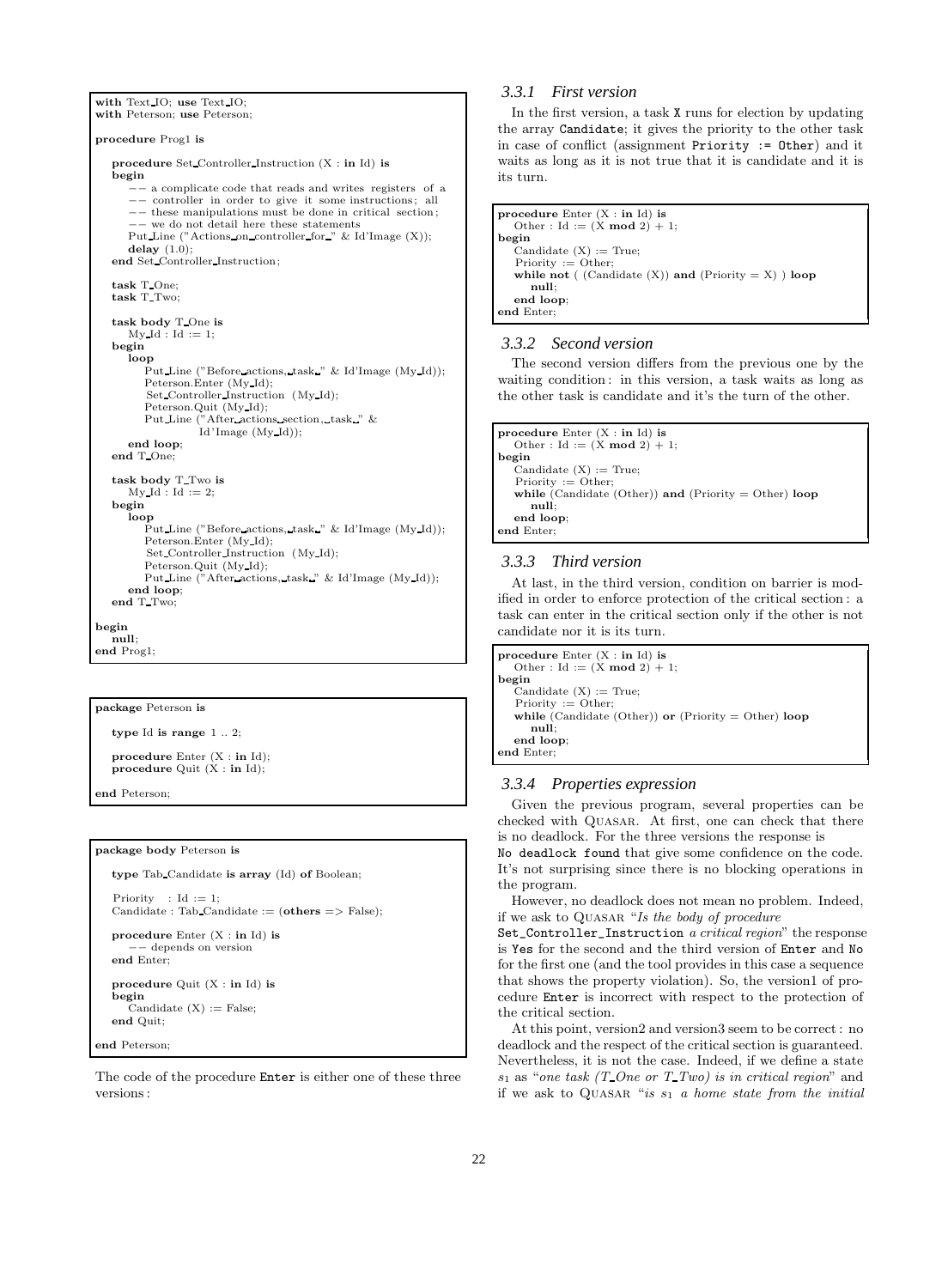```
with Text_IO; use Text_IO;
with Peterson; use Peterson;

procedure Prog1 is

   procedure Set_Controller_Instruction (X : in Id) is
   begin
      -- a complicate code that reads and writes registers of a
      -- controller in order to give it some instructions; all
      -- these manipulations must be done in critical section;
      -- we do not detail here these statements
      Put_Line ("Actions_on_controller_for_" & Id'Image (X));
      delay (1.0);
   end Set_Controller_Instruction;

   task T_One;
   task T_Two;

   task body T_One is
      My_Id : Id := 1;
   begin
      loop
         Put_Line ("Before_actions,_task_" & Id'Image (My_Id));
         Peterson.Enter (My_Id);
         Set_Controller_Instruction (My_Id);
         Peterson.Quit (My_Id);
         Put_Line ("After_actions_section,_task_" &
                   Id'Image (My_Id));
      end loop;
   end T_One;

   task body T_Two is
      My_Id : Id := 2;
   begin
      loop
         Put_Line ("Before_actions,_task_" & Id'Image (My_Id));
         Peterson.Enter (My_Id);
         Set_Controller_Instruction (My_Id);
         Peterson.Quit (My_Id);
         Put_Line ("After_actions,_task_" & Id'Image (My_Id));
      end loop;
   end T_Two;

begin
   null;
end Prog1;
```

```
package Peterson is

   type Id is range 1 .. 2;

   procedure Enter (X : in Id);
   procedure Quit (X : in Id);

end Peterson;
```

```
package body Peterson is

   type Tab_Candidate is array (Id) of Boolean;

   Priority  : Id := 1;
   Candidate : Tab_Candidate := (others => False);

   procedure Enter (X : in Id) is
      -- depends on version
   end Enter;

   procedure Quit (X : in Id) is
   begin
      Candidate (X) := False;
   end Quit;

end Peterson;
```

The code of the procedure `Enter` is either one of these three versions :

### 3.3.1 First version

In the first version, a task `X` runs for election by updating the array `Candidate`; it gives the priority to the other task in case of conflict (assignment `Priority := Other`) and it waits as long as it is not true that it is candidate and it is its turn.

```
procedure Enter (X : in Id) is
   Other : Id := (X mod 2) + 1;
begin
   Candidate (X) := True;
   Priority := Other;
   while not ( (Candidate (X)) and (Priority = X) ) loop
      null;
   end loop;
end Enter;
```

### 3.3.2 Second version

The second version differs from the previous one by the waiting condition : in this version, a task waits as long as the other task is candidate and it's the turn of the other.

```
procedure Enter (X : in Id) is
   Other : Id := (X mod 2) + 1;
begin
   Candidate (X) := True;
   Priority := Other;
   while (Candidate (Other)) and (Priority = Other) loop
      null;
   end loop;
end Enter;
```

### 3.3.3 Third version

At last, in the third version, condition on barrier is modified in order to enforce protection of the critical section : a task can enter in the critical section only if the other is not candidate nor it is its turn.

```
procedure Enter (X : in Id) is
   Other : Id := (X mod 2) + 1;
begin
   Candidate (X) := True;
   Priority := Other;
   while (Candidate (Other)) or (Priority = Other) loop
      null;
   end loop;
end Enter;
```

### 3.3.4 Properties expression

Given the previous program, several properties can be checked with QUASAR. At first, one can check that there is no deadlock. For the three versions the response is `No deadlock found` that give some confidence on the code. It's not surprising since there is no blocking operations in the program.

However, no deadlock does not mean no problem. Indeed, if we ask to QUASAR "*Is the body of procedure* `Set_Controller_Instruction` *a critical region*" the response is `Yes` for the second and the third version of `Enter` and `No` for the first one (and the tool provides in this case a sequence that shows the property violation). So, the version1 of procedure `Enter` is incorrect with respect to the protection of the critical section.

At this point, version2 and version3 seem to be correct : no deadlock and the respect of the critical section is guaranteed. Nevertheless, it is not the case. Indeed, if we define a state $s_1$ as "*one task (T_One or T_Two) is in critical region*" and if we ask to QUASAR "*is $s_1$ a home state from the initial*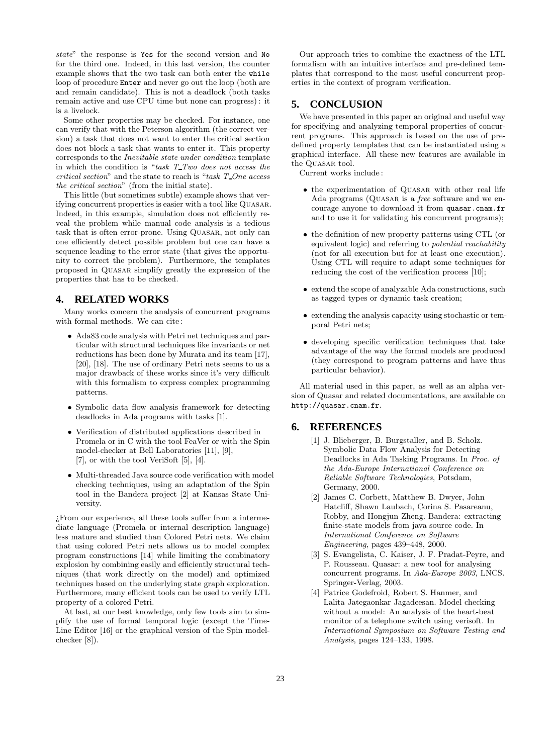*state*" the response is `Yes` for the second version and `No` for the third one. Indeed, in this last version, the counter example shows that the two task can both enter the `while` loop of procedure `Enter` and never go out the loop (both are and remain candidate). This is not a deadlock (both tasks remain active and use CPU time but none can progress) : it is a livelock.

Some other properties may be checked. For instance, one can verify that with the Peterson algorithm (the correct version) a task that does not want to enter the critical section does not block a task that wants to enter it. This property corresponds to the *Inevitable state under condition* template in which the condition is "*task T_Two does not access the critical section*" and the state to reach is "*task T_One access the critical section*" (from the initial state).

This little (but sometimes subtle) example shows that verifying concurrent properties is easier with a tool like QUASAR. Indeed, in this example, simulation does not efficiently reveal the problem while manual code analysis is a tedious task that is often error-prone. Using QUASAR, not only can one efficiently detect possible problem but one can have a sequence leading to the error state (that gives the opportunity to correct the problem). Furthermore, the templates proposed in QUASAR simplify greatly the expression of the properties that has to be checked.

## 4. RELATED WORKS

Many works concern the analysis of concurrent programs with formal methods. We can cite :

- Ada83 code analysis with Petri net techniques and particular with structural techniques like invariants or net reductions has been done by Murata and its team [17], [20], [18]. The use of ordinary Petri nets seems to us a major drawback of these works since it's very difficult with this formalism to express complex programming patterns.
- Symbolic data flow analysis framework for detecting deadlocks in Ada programs with tasks [1].
- Verification of distributed applications described in Promela or in C with the tool FeaVer or with the Spin model-checker at Bell Laboratories [11], [9], [7], or with the tool VeriSoft [5], [4].
- Multi-threaded Java source code verification with model checking techniques, using an adaptation of the Spin tool in the Bandera project [2] at Kansas State University.

¿From our experience, all these tools suffer from a intermediate language (Promela or internal description language) less mature and studied than Colored Petri nets. We claim that using colored Petri nets allows us to model complex program constructions [14] while limiting the combinatory explosion by combining easily and efficiently structural techniques (that work directly on the model) and optimized techniques based on the underlying state graph exploration. Furthermore, many efficient tools can be used to verify LTL property of a colored Petri.

At last, at our best knowledge, only few tools aim to simplify the use of formal temporal logic (except the TimeLine Editor [16] or the graphical version of the Spin model-checker [8]).

Our approach tries to combine the exactness of the LTL formalism with an intuitive interface and pre-defined templates that correspond to the most useful concurrent properties in the context of program verification.

## 5. CONCLUSION

We have presented in this paper an original and useful way for specifying and analyzing temporal properties of concurrent programs. This approach is based on the use of predefined property templates that can be instantiated using a graphical interface. All these new features are available in the QUASAR tool.

Current works include :

- the experimentation of QUASAR with other real life Ada programs (QUASAR is a *free* software and we encourage anyone to download it from `quasar.cnam.fr` and to use it for validating his concurrent programs);
- the definition of new property patterns using CTL (or equivalent logic) and referring to *potential reachability* (not for all execution but for at least one execution). Using CTL will require to adapt some techniques for reducing the cost of the verification process [10];
- extend the scope of analyzable Ada constructions, such as tagged types or dynamic task creation;
- extending the analysis capacity using stochastic or temporal Petri nets;
- developing specific verification techniques that take advantage of the way the formal models are produced (they correspond to program patterns and have thus particular behavior).

All material used in this paper, as well as an alpha version of Quasar and related documentations, are available on `http://quasar.cnam.fr`.

## 6. REFERENCES

[1] J. Blieberger, B. Burgstaller, and B. Scholz. Symbolic Data Flow Analysis for Detecting Deadlocks in Ada Tasking Programs. In *Proc. of the Ada-Europe International Conference on Reliable Software Technologies*, Potsdam, Germany, 2000.

[2] James C. Corbett, Matthew B. Dwyer, John Hatcliff, Shawn Laubach, Corina S. Pasareanu, Robby, and Hongjun Zheng. Bandera: extracting finite-state models from java source code. In *International Conference on Software Engineering*, pages 439–448, 2000.

[3] S. Evangelista, C. Kaiser, J. F. Pradat-Peyre, and P. Rousseau. Quasar: a new tool for analysing concurrent programs. In *Ada-Europe 2003*, LNCS. Springer-Verlag, 2003.

[4] Patrice Godefroid, Robert S. Hanmer, and Lalita Jategaonkar Jagadeesan. Model checking without a model: An analysis of the heart-beat monitor of a telephone switch using verisoft. In *International Symposium on Software Testing and Analysis*, pages 124–133, 1998.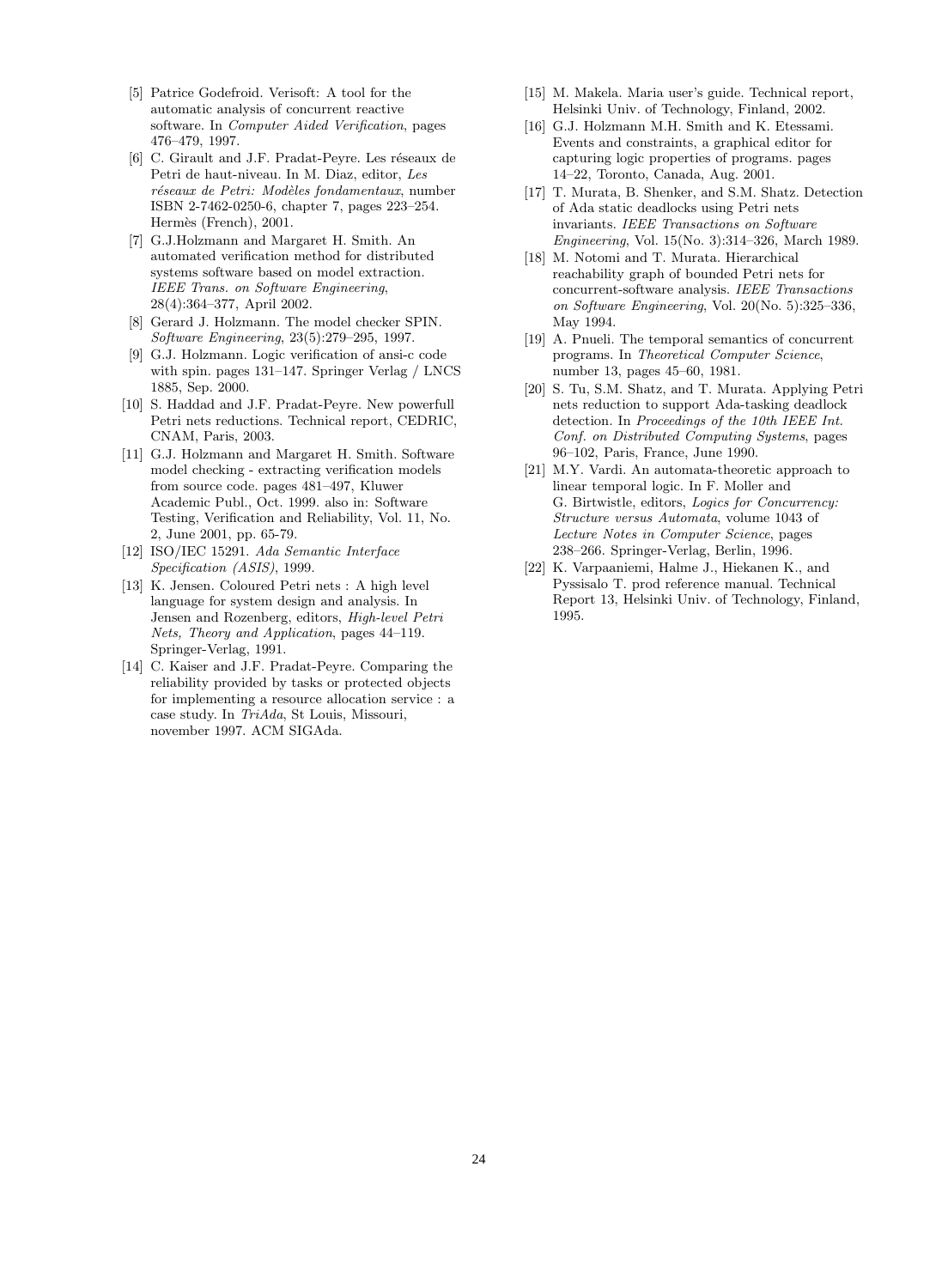[5] Patrice Godefroid. Verisoft: A tool for the automatic analysis of concurrent reactive software. In *Computer Aided Verification*, pages 476–479, 1997.

[6] C. Girault and J.F. Pradat-Peyre. Les réseaux de Petri de haut-niveau. In M. Diaz, editor, *Les réseaux de Petri: Modèles fondamentaux*, number ISBN 2-7462-0250-6, chapter 7, pages 223–254. Hermès (French), 2001.

[7] G.J.Holzmann and Margaret H. Smith. An automated verification method for distributed systems software based on model extraction. *IEEE Trans. on Software Engineering*, 28(4):364–377, April 2002.

[8] Gerard J. Holzmann. The model checker SPIN. *Software Engineering*, 23(5):279–295, 1997.

[9] G.J. Holzmann. Logic verification of ansi-c code with spin. pages 131–147. Springer Verlag / LNCS 1885, Sep. 2000.

[10] S. Haddad and J.F. Pradat-Peyre. New powerfull Petri nets reductions. Technical report, CEDRIC, CNAM, Paris, 2003.

[11] G.J. Holzmann and Margaret H. Smith. Software model checking - extracting verification models from source code. pages 481–497, Kluwer Academic Publ., Oct. 1999. also in: Software Testing, Verification and Reliability, Vol. 11, No. 2, June 2001, pp. 65-79.

[12] ISO/IEC 15291. *Ada Semantic Interface Specification (ASIS)*, 1999.

[13] K. Jensen. Coloured Petri nets : A high level language for system design and analysis. In Jensen and Rozenberg, editors, *High-level Petri Nets, Theory and Application*, pages 44–119. Springer-Verlag, 1991.

[14] C. Kaiser and J.F. Pradat-Peyre. Comparing the reliability provided by tasks or protected objects for implementing a resource allocation service : a case study. In *TriAda*, St Louis, Missouri, november 1997. ACM SIGAda.

[15] M. Makela. Maria user's guide. Technical report, Helsinki Univ. of Technology, Finland, 2002.

[16] G.J. Holzmann M.H. Smith and K. Etessami. Events and constraints, a graphical editor for capturing logic properties of programs. pages 14–22, Toronto, Canada, Aug. 2001.

[17] T. Murata, B. Shenker, and S.M. Shatz. Detection of Ada static deadlocks using Petri nets invariants. *IEEE Transactions on Software Engineering*, Vol. 15(No. 3):314–326, March 1989.

[18] M. Notomi and T. Murata. Hierarchical reachability graph of bounded Petri nets for concurrent-software analysis. *IEEE Transactions on Software Engineering*, Vol. 20(No. 5):325–336, May 1994.

[19] A. Pnueli. The temporal semantics of concurrent programs. In *Theoretical Computer Science*, number 13, pages 45–60, 1981.

[20] S. Tu, S.M. Shatz, and T. Murata. Applying Petri nets reduction to support Ada-tasking deadlock detection. In *Proceedings of the 10th IEEE Int. Conf. on Distributed Computing Systems*, pages 96–102, Paris, France, June 1990.

[21] M.Y. Vardi. An automata-theoretic approach to linear temporal logic. In F. Moller and G. Birtwistle, editors, *Logics for Concurrency: Structure versus Automata*, volume 1043 of *Lecture Notes in Computer Science*, pages 238–266. Springer-Verlag, Berlin, 1996.

[22] K. Varpaaniemi, Halme J., Hiekanen K., and Pyssisalo T. prod reference manual. Technical Report 13, Helsinki Univ. of Technology, Finland, 1995.